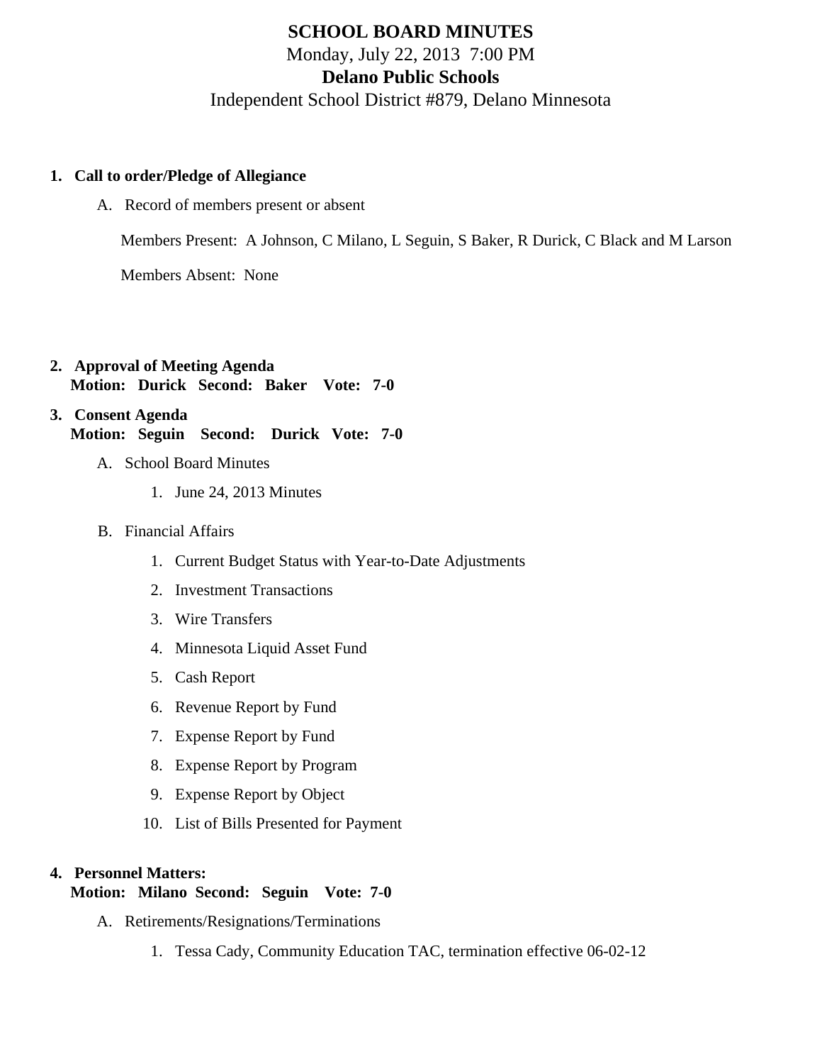# SCHOOL BOARD MINUTES

Monday, July 22, 2013 7:00 PM

**Delano Public Schools**

Independent School District #879, Delano Minnesota

1. **Call to order/Pledge of Allegiance**
   A. Record of members present or absent

      Members Present: A Johnson, C Milano, L Seguin, S Baker, R Durick, C Black and M Larson

      Members Absent: None

2. **Approval of Meeting Agenda**
   **Motion: Durick Second: Baker Vote: 7-0**

3. **Consent Agenda**
   **Motion: Seguin Second: Durick Vote: 7-0**
   A. School Board Minutes
      1. June 24, 2013 Minutes
   B. Financial Affairs
      1. Current Budget Status with Year-to-Date Adjustments
      2. Investment Transactions
      3. Wire Transfers
      4. Minnesota Liquid Asset Fund
      5. Cash Report
      6. Revenue Report by Fund
      7. Expense Report by Fund
      8. Expense Report by Program
      9. Expense Report by Object
      10. List of Bills Presented for Payment

4. **Personnel Matters:**
   **Motion: Milano Second: Seguin Vote: 7-0**
   A. Retirements/Resignations/Terminations
      1. Tessa Cady, Community Education TAC, termination effective 06-02-12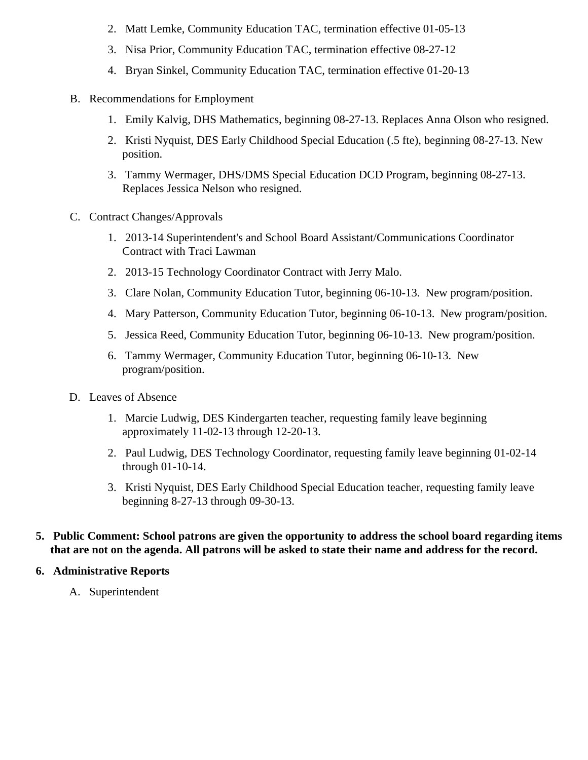2. Matt Lemke, Community Education TAC, termination effective 01-05-13
3. Nisa Prior, Community Education TAC, termination effective 08-27-12
4. Bryan Sinkel, Community Education TAC, termination effective 01-20-13

B. Recommendations for Employment

1. Emily Kalvig, DHS Mathematics, beginning 08-27-13. Replaces Anna Olson who resigned.
2. Kristi Nyquist, DES Early Childhood Special Education (.5 fte), beginning 08-27-13. New position.
3. Tammy Wermager, DHS/DMS Special Education DCD Program, beginning 08-27-13. Replaces Jessica Nelson who resigned.

C. Contract Changes/Approvals

1. 2013-14 Superintendent's and School Board Assistant/Communications Coordinator Contract with Traci Lawman
2. 2013-15 Technology Coordinator Contract with Jerry Malo.
3. Clare Nolan, Community Education Tutor, beginning 06-10-13. New program/position.
4. Mary Patterson, Community Education Tutor, beginning 06-10-13. New program/position.
5. Jessica Reed, Community Education Tutor, beginning 06-10-13. New program/position.
6. Tammy Wermager, Community Education Tutor, beginning 06-10-13. New program/position.

D. Leaves of Absence

1. Marcie Ludwig, DES Kindergarten teacher, requesting family leave beginning approximately 11-02-13 through 12-20-13.
2. Paul Ludwig, DES Technology Coordinator, requesting family leave beginning 01-02-14 through 01-10-14.
3. Kristi Nyquist, DES Early Childhood Special Education teacher, requesting family leave beginning 8-27-13 through 09-30-13.

**5. Public Comment: School patrons are given the opportunity to address the school board regarding items that are not on the agenda. All patrons will be asked to state their name and address for the record.**

**6. Administrative Reports**

A. Superintendent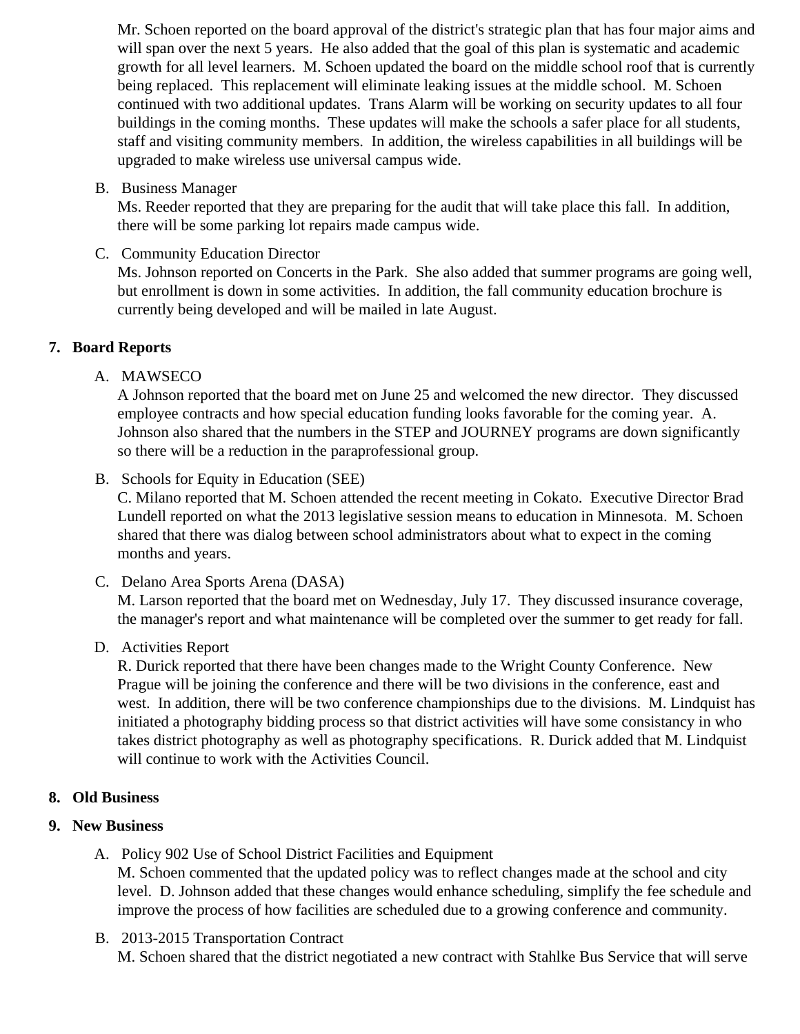Mr. Schoen reported on the board approval of the district's strategic plan that has four major aims and will span over the next 5 years. He also added that the goal of this plan is systematic and academic growth for all level learners. M. Schoen updated the board on the middle school roof that is currently being replaced. This replacement will eliminate leaking issues at the middle school. M. Schoen continued with two additional updates. Trans Alarm will be working on security updates to all four buildings in the coming months. These updates will make the schools a safer place for all students, staff and visiting community members. In addition, the wireless capabilities in all buildings will be upgraded to make wireless use universal campus wide.

B. Business Manager
Ms. Reeder reported that they are preparing for the audit that will take place this fall. In addition, there will be some parking lot repairs made campus wide.

C. Community Education Director
Ms. Johnson reported on Concerts in the Park. She also added that summer programs are going well, but enrollment is down in some activities. In addition, the fall community education brochure is currently being developed and will be mailed in late August.

## 7. Board Reports

A. MAWSECO
A Johnson reported that the board met on June 25 and welcomed the new director. They discussed employee contracts and how special education funding looks favorable for the coming year. A. Johnson also shared that the numbers in the STEP and JOURNEY programs are down significantly so there will be a reduction in the paraprofessional group.

B. Schools for Equity in Education (SEE)
C. Milano reported that M. Schoen attended the recent meeting in Cokato. Executive Director Brad Lundell reported on what the 2013 legislative session means to education in Minnesota. M. Schoen shared that there was dialog between school administrators about what to expect in the coming months and years.

C. Delano Area Sports Arena (DASA)
M. Larson reported that the board met on Wednesday, July 17. They discussed insurance coverage, the manager's report and what maintenance will be completed over the summer to get ready for fall.

D. Activities Report
R. Durick reported that there have been changes made to the Wright County Conference. New Prague will be joining the conference and there will be two divisions in the conference, east and west. In addition, there will be two conference championships due to the divisions. M. Lindquist has initiated a photography bidding process so that district activities will have some consistancy in who takes district photography as well as photography specifications. R. Durick added that M. Lindquist will continue to work with the Activities Council.

## 8. Old Business

## 9. New Business

A. Policy 902 Use of School District Facilities and Equipment
M. Schoen commented that the updated policy was to reflect changes made at the school and city level. D. Johnson added that these changes would enhance scheduling, simplify the fee schedule and improve the process of how facilities are scheduled due to a growing conference and community.

B. 2013-2015 Transportation Contract
M. Schoen shared that the district negotiated a new contract with Stahlke Bus Service that will serve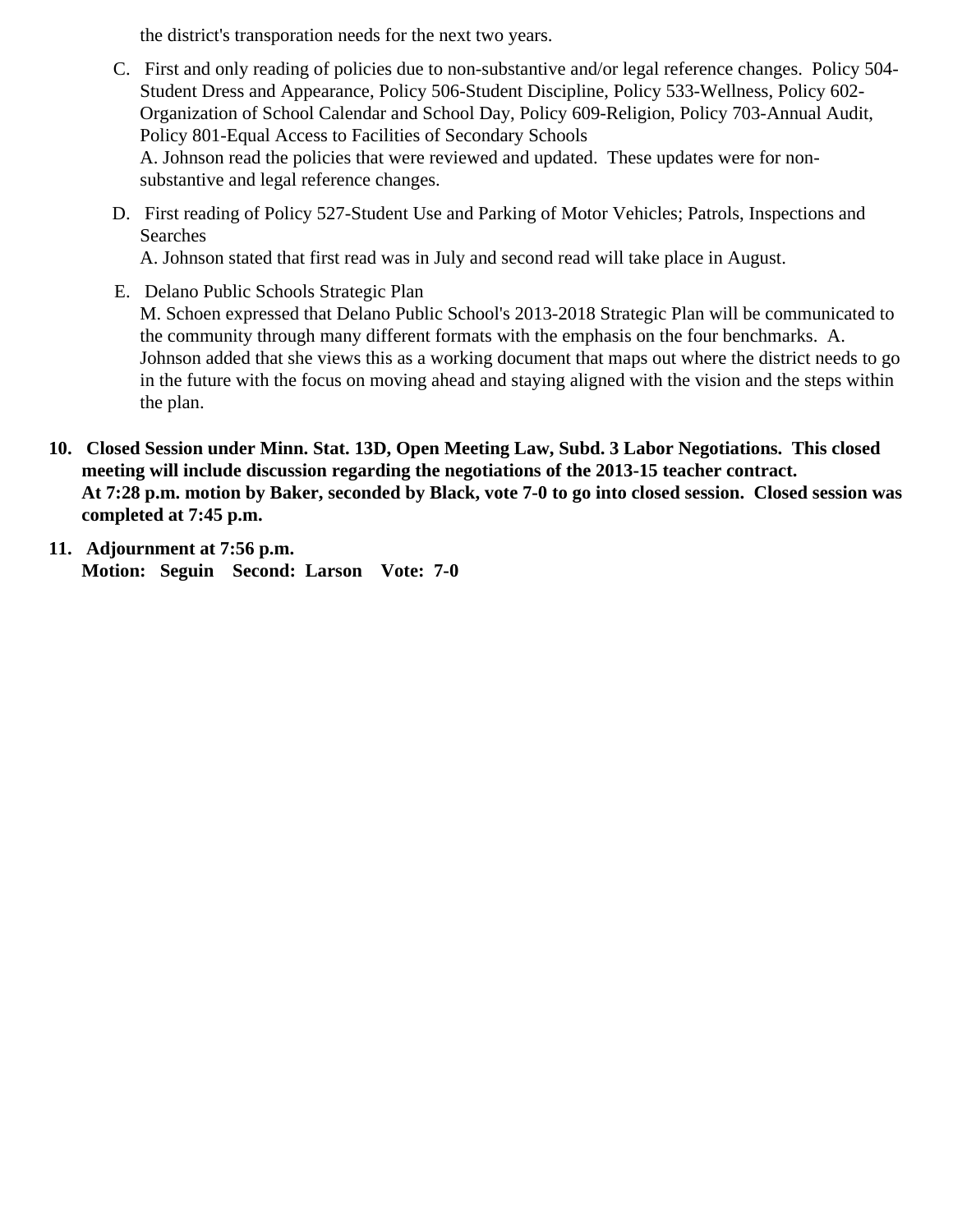the district's transporation needs for the next two years.

C. First and only reading of policies due to non-substantive and/or legal reference changes. Policy 504-Student Dress and Appearance, Policy 506-Student Discipline, Policy 533-Wellness, Policy 602-Organization of School Calendar and School Day, Policy 609-Religion, Policy 703-Annual Audit, Policy 801-Equal Access to Facilities of Secondary Schools
A. Johnson read the policies that were reviewed and updated. These updates were for non-substantive and legal reference changes.

D. First reading of Policy 527-Student Use and Parking of Motor Vehicles; Patrols, Inspections and Searches
A. Johnson stated that first read was in July and second read will take place in August.

E. Delano Public Schools Strategic Plan
M. Schoen expressed that Delano Public School's 2013-2018 Strategic Plan will be communicated to the community through many different formats with the emphasis on the four benchmarks. A. Johnson added that she views this as a working document that maps out where the district needs to go in the future with the focus on moving ahead and staying aligned with the vision and the steps within the plan.

10. **Closed Session under Minn. Stat. 13D, Open Meeting Law, Subd. 3 Labor Negotiations. This closed meeting will include discussion regarding the negotiations of the 2013-15 teacher contract.**
**At 7:28 p.m. motion by Baker, seconded by Black, vote 7-0 to go into closed session. Closed session was completed at 7:45 p.m.**

11. **Adjournment at 7:56 p.m.**
**Motion: Seguin Second: Larson Vote: 7-0**